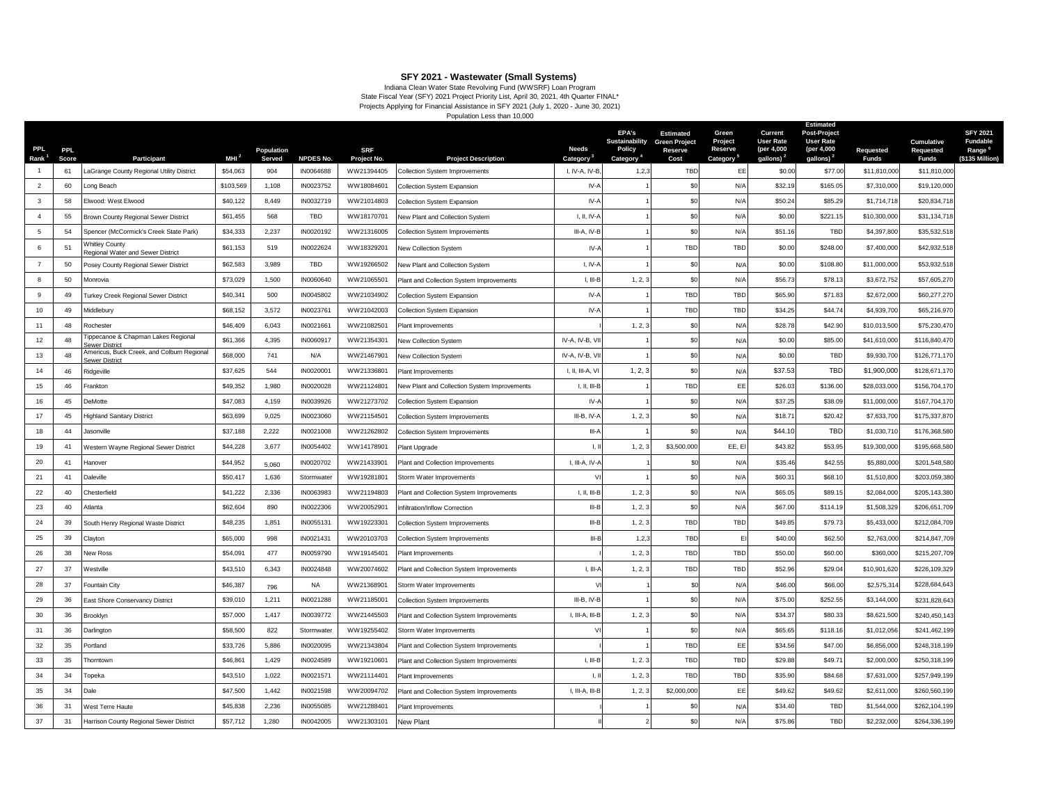## SFY 2021 - Wastewater (Small Systems)

Indiana Clean Water State Revolving Fund (WWSRF) Loan Program
State Fiscal Year (SFY) 2021 Project Priority List, April 30, 2021, 4th Quarter FINAL*
Projects Applying for Financial Assistance in SFY 2021 (July 1, 2020 - June 30, 2021)
Population Less than 10,000

| PPL Rank [1] | PPL Score | Participant | MHI [2] | Population Served | NPDES No. | SRF Project No. | Project Description | Needs Category [3] | EPA's Sustainability Policy Category [4] | Estimated Green Project Reserve Cost | Green Project Reserve Category [5] | Current User Rate (per 4,000 gallons) [2] | Estimated Post-Project User Rate (per 4,000 gallons) [2] | Requested Funds | Cumulative Requested Funds | SFY 2021 Fundable Range [6] ($135 Million) |
|---|---|---|---|---|---|---|---|---|---|---|---|---|---|---|---|---|
| 1 | 61 | LaGrange County Regional Utility District | $54,063 | 904 | IN0064688 | WW21394405 | Collection System Improvements | I, IV-A, IV-B, | 1,2,3 | TBD | EE | $0.00 | $77.00 | $11,810,000 | $11,810,000 | |
| 2 | 60 | Long Beach | $103,569 | 1,108 | IN0023752 | WW18084601 | Collection System Expansion | IV-A | 1 | $0 | N/A | $32.19 | $165.05 | $7,310,000 | $19,120,000 | |
| 3 | 58 | Elwood: West Elwood | $40,122 | 8,449 | IN0032719 | WW21014803 | Collection System Expansion | IV-A | 1 | $0 | N/A | $50.24 | $85.29 | $1,714,718 | $20,834,718 | |
| 4 | 55 | Brown County Regional Sewer District | $61,455 | 568 | TBD | WW18170701 | New Plant and Collection System | I, II, IV-A | 1 | $0 | N/A | $0.00 | $221.15 | $10,300,000 | $31,134,718 | |
| 5 | 54 | Spencer (McCormick's Creek State Park) | $34,333 | 2,237 | IN0020192 | WW21316005 | Collection System Improvements | III-A, IV-B | 1 | $0 | N/A | $51.16 | TBD | $4,397,800 | $35,532,518 | |
| 6 | 51 | Whitley County Regional Water and Sewer District | $61,153 | 519 | IN0022624 | WW18329201 | New Collection System | IV-A | 1 | TBD | TBD | $0.00 | $248.00 | $7,400,000 | $42,932,518 | |
| 7 | 50 | Posey County Regional Sewer District | $62,583 | 3,989 | TBD | WW19266502 | New Plant and Collection System | I, IV-A | 1 | $0 | N/A | $0.00 | $108.80 | $11,000,000 | $53,932,518 | |
| 8 | 50 | Monrovia | $73,029 | 1,500 | IN0060640 | WW21065501 | Plant and Collection System Improvements | I, III-B | 1, 2, 3 | $0 | N/A | $56.73 | $78.13 | $3,672,752 | $57,605,270 | |
| 9 | 49 | Turkey Creek Regional Sewer District | $40,341 | 500 | IN0045802 | WW21034902 | Collection System Expansion | IV-A | 1 | TBD | TBD | $65.90 | $71.83 | $2,672,000 | $60,277,270 | |
| 10 | 49 | Middlebury | $68,152 | 3,572 | IN0023761 | WW21042003 | Collection System Expansion | IV-A | 1 | TBD | TBD | $34.25 | $44.74 | $4,939,700 | $65,216,970 | |
| 11 | 48 | Rochester | $46,409 | 6,043 | IN0021661 | WW21082501 | Plant Improvements | I | 1, 2, 3 | $0 | N/A | $28.78 | $42.90 | $10,013,500 | $75,230,470 | |
| 12 | 48 | Tippecanoe & Chapman Lakes Regional Sewer District | $61,366 | 4,395 | IN0060917 | WW21354301 | New Collection System | IV-A, IV-B, VII | 1 | $0 | N/A | $0.00 | $85.00 | $41,610,000 | $116,840,470 | |
| 13 | 48 | Americus, Buck Creek, and Colburn Regional Sewer District | $68,000 | 741 | N/A | WW21467901 | New Collection System | IV-A, IV-B, VII | 1 | $0 | N/A | $0.00 | TBD | $9,930,700 | $126,771,170 | |
| 14 | 46 | Ridgeville | $37,625 | 544 | IN0020001 | WW21336801 | Plant Improvements | I, II, III-A, VI | 1, 2, 3 | $0 | N/A | $37.53 | TBD | $1,900,000 | $128,671,170 | |
| 15 | 46 | Frankton | $49,352 | 1,980 | IN0020028 | WW21124801 | New Plant and Collection System Improvements | I, II, III-B | 1 | TBD | EE | $26.03 | $136.00 | $28,033,000 | $156,704,170 | |
| 16 | 45 | DeMotte | $47,083 | 4,159 | IN0039926 | WW21273702 | Collection System Expansion | IV-A | 1 | $0 | N/A | $37.25 | $38.09 | $11,000,000 | $167,704,170 | |
| 17 | 45 | Highland Sanitary District | $63,699 | 9,025 | IN0023060 | WW21154501 | Collection System Improvements | III-B, IV-A | 1, 2, 3 | $0 | N/A | $18.71 | $20.42 | $7,633,700 | $175,337,870 | |
| 18 | 44 | Jasonville | $37,188 | 2,222 | IN0021008 | WW21262802 | Collection System Improvements | III-A | 1 | $0 | N/A | $44.10 | TBD | $1,030,710 | $176,368,580 | |
| 19 | 41 | Western Wayne Regional Sewer District | $44,228 | 3,677 | IN0054402 | WW14178901 | Plant Upgrade | I, II | 1, 2, 3 | $3,500,000 | EE, EI | $43.82 | $53.95 | $19,300,000 | $195,668,580 | |
| 20 | 41 | Hanover | $44,952 | 5,060 | IN0020702 | WW21433901 | Plant and Collection Improvements | I, III-A, IV-A | 1 | $0 | N/A | $35.46 | $42.55 | $5,880,000 | $201,548,580 | |
| 21 | 41 | Daleville | $50,417 | 1,636 | Stormwater | WW19281801 | Storm Water Improvements | VI | 1 | $0 | N/A | $60.31 | $68.10 | $1,510,800 | $203,059,380 | |
| 22 | 40 | Chesterfield | $41,222 | 2,336 | IN0063983 | WW21194803 | Plant and Collection System Improvements | I, II, III-B | 1, 2, 3 | $0 | N/A | $65.05 | $89.15 | $2,084,000 | $205,143,380 | |
| 23 | 40 | Atlanta | $62,604 | 890 | IN0022306 | WW20052901 | Infiltration/Inflow Correction | III-B | 1, 2, 3 | $0 | N/A | $67.00 | $114.19 | $1,508,329 | $206,651,709 | |
| 24 | 39 | South Henry Regional Waste District | $48,235 | 1,851 | IN0055131 | WW19223301 | Collection System Improvements | III-B | 1, 2, 3 | TBD | TBD | $49.85 | $79.73 | $5,433,000 | $212,084,709 | |
| 25 | 39 | Clayton | $65,000 | 998 | IN0021431 | WW20103703 | Collection System Improvements | III-B | 1,2,3 | TBD | EI | $40.00 | $62.50 | $2,763,000 | $214,847,709 | |
| 26 | 38 | New Ross | $54,091 | 477 | IN0059790 | WW19145401 | Plant Improvements | I | 1, 2, 3 | TBD | TBD | $50.00 | $60.00 | $360,000 | $215,207,709 | |
| 27 | 37 | Westville | $43,510 | 6,343 | IN0024848 | WW20074602 | Plant and Collection System Improvements | I, III-A | 1, 2, 3 | TBD | TBD | $52.96 | $29.04 | $10,901,620 | $226,109,329 | |
| 28 | 37 | Fountain City | $46,387 | 796 | NA | WW21368901 | Storm Water Improvements | VI | 1 | $0 | N/A | $46.00 | $66.00 | $2,575,314 | $228,684,643 | |
| 29 | 36 | East Shore Conservancy District | $39,010 | 1,211 | IN0021288 | WW21185001 | Collection System Improvements | III-B, IV-B | 1 | $0 | N/A | $75.00 | $252.55 | $3,144,000 | $231,828,643 | |
| 30 | 36 | Brooklyn | $57,000 | 1,417 | IN0039772 | WW21445503 | Plant and Collection System Improvements | I, III-A, III-B | 1, 2, 3 | $0 | N/A | $34.37 | $80.33 | $8,621,500 | $240,450,143 | |
| 31 | 36 | Darlington | $58,500 | 822 | Stormwater | WW19255402 | Storm Water Improvements | VI | 1 | $0 | N/A | $65.65 | $118.16 | $1,012,056 | $241,462,199 | |
| 32 | 35 | Portland | $33,726 | 5,886 | IN0020095 | WW21343804 | Plant and Collection System Improvements | I | 1 | TBD | EE | $34.56 | $47.00 | $6,856,000 | $248,318,199 | |
| 33 | 35 | Thorntown | $46,861 | 1,429 | IN0024589 | WW19210601 | Plant and Collection System Improvements | I, III-B | 1, 2. 3 | TBD | TBD | $29.88 | $49.71 | $2,000,000 | $250,318,199 | |
| 34 | 34 | Topeka | $43,510 | 1,022 | IN0021571 | WW21114401 | Plant Improvements | I, II | 1, 2, 3 | TBD | TBD | $35.90 | $84.68 | $7,631,000 | $257,949,199 | |
| 35 | 34 | Dale | $47,500 | 1,442 | IN0021598 | WW20094702 | Plant and Collection System Improvements | I, III-A, III-B | 1, 2, 3 | $2,000,000 | EE | $49.62 | $49.62 | $2,611,000 | $260,560,199 | |
| 36 | 31 | West Terre Haute | $45,838 | 2,236 | IN0055085 | WW21288401 | Plant Improvements | I | 1 | $0 | N/A | $34.40 | TBD | $1,544,000 | $262,104,199 | |
| 37 | 31 | Harrison County Regional Sewer District | $57,712 | 1,280 | IN0042005 | WW21303101 | New Plant | II | 2 | $0 | N/A | $75.86 | TBD | $2,232,000 | $264,336,199 | |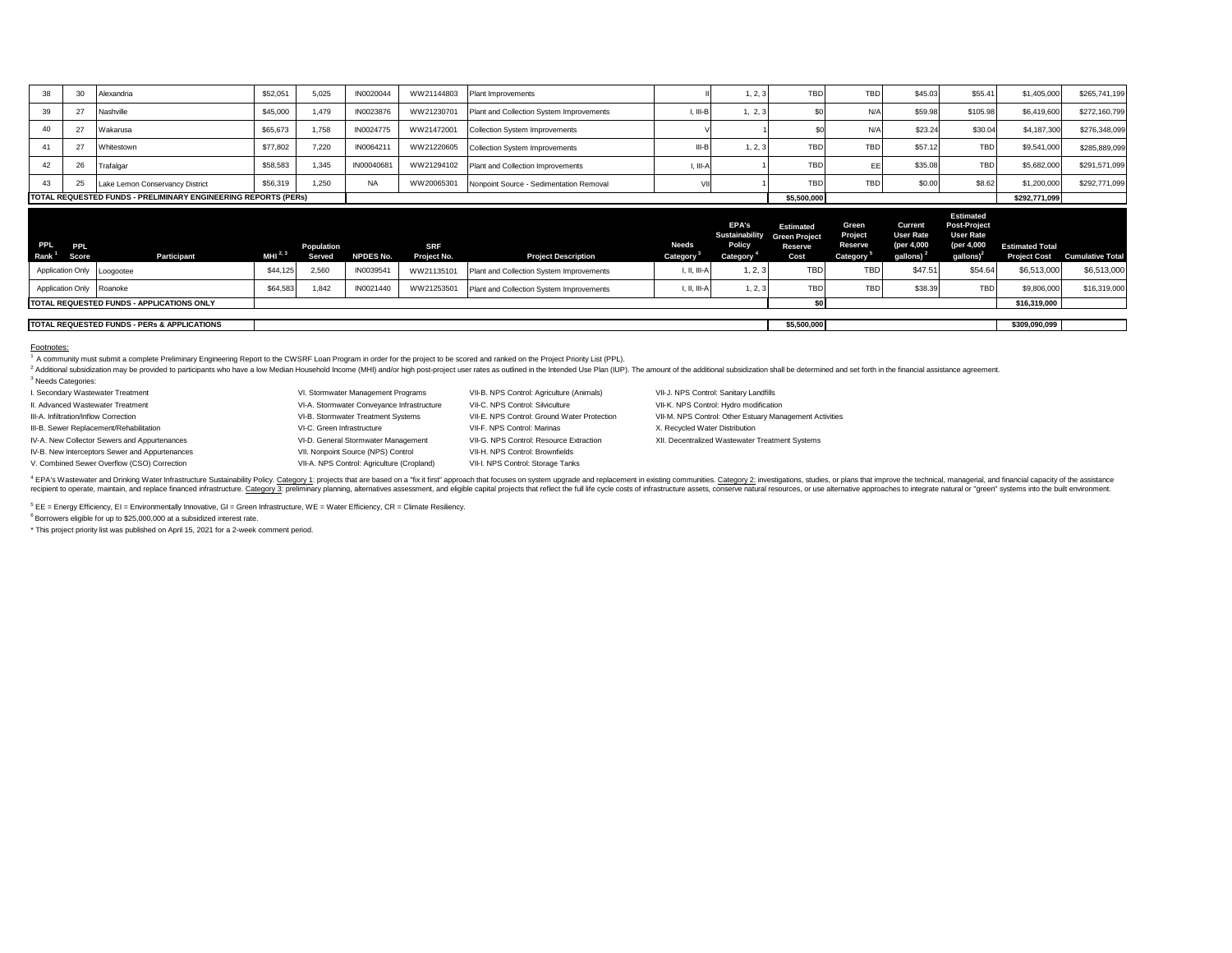| PPL Rank [1] | PPL Score | Participant | MHI [2, 3] | Population Served | NPDES No. | SRF Project No. | Project Description | Needs Category [3] | EPA's Sustainability Policy Category [4] | Estimated Green Project Reserve Cost | Green Project Reserve Category [5] | Current User Rate (per 4,000 gallons) [2] | Estimated Post-Project User Rate (per 4,000 gallons) [2] | Estimated Total Project Cost | Cumulative Total |
|---|---|---|---|---|---|---|---|---|---|---|---|---|---|---|---|
| 38 | 30 | Alexandria | $52,051 | 5,025 | IN0020044 | WW21144803 | Plant Improvements | II | 1, 2, 3 | TBD | TBD | $45.03 | $55.41 | $1,405,000 | $265,741,199 |
| 39 | 27 | Nashville | $45,000 | 1,479 | IN0023876 | WW21230701 | Plant and Collection System Improvements | I, III-B | 1, 2, 3 | $0 | N/A | $59.98 | $105.98 | $6,419,600 | $272,160,799 |
| 40 | 27 | Wakarusa | $65,673 | 1,758 | IN0024775 | WW21472001 | Collection System Improvements | V | 1 | $0 | N/A | $23.24 | $30.04 | $4,187,300 | $276,348,099 |
| 41 | 27 | Whitestown | $77,802 | 7,220 | IN0064211 | WW21220605 | Collection System Improvements | III-B | 1, 2, 3 | TBD | TBD | $57.12 | TBD | $9,541,000 | $285,889,099 |
| 42 | 26 | Trafalgar | $58,583 | 1,345 | IN00040681 | WW21294102 | Plant and Collection Improvements | I, III-A | 1 | TBD | EE | $35.08 | TBD | $5,682,000 | $291,571,099 |
| 43 | 25 | Lake Lemon Conservancy District | $56,319 | 1,250 | NA | WW20065301 | Nonpoint Source - Sedimentation Removal | VII | 1 | TBD | TBD | $0.00 | $8.62 | $1,200,000 | $292,771,099 |
| **TOTAL REQUESTED FUNDS - PRELIMINARY ENGINEERING REPORTS (PERs)** | | | | | | | | | | **$5,500,000** | | | | **$292,771,099** | |
| Application Only | | Loogootee | $44,125 | 2,560 | IN0039541 | WW21135101 | Plant and Collection System Improvements | I, II, III-A | 1, 2, 3 | TBD | TBD | $47.51 | $54.64 | $6,513,000 | $6,513,000 |
| Application Only | | Roanoke | $64,583 | 1,842 | IN0021440 | WW21253501 | Plant and Collection System Improvements | I, II, III-A | 1, 2, 3 | TBD | TBD | $38.39 | TBD | $9,806,000 | $16,319,000 |
| **TOTAL REQUESTED FUNDS - APPLICATIONS ONLY** | | | | | | | | | | **$0** | | | | **$16,319,000** | |
| **TOTAL REQUESTED FUNDS - PERs & APPLICATIONS** | | | | | | | | | | **$5,500,000** | | | | **$309,090,099** | |

Footnotes:

[1] A community must submit a complete Preliminary Engineering Report to the CWSRF Loan Program in order for the project to be scored and ranked on the Project Priority List (PPL).

[2] Additional subsidization may be provided to participants who have a low Median Household Income (MHI) and/or high post-project user rates as outlined in the Intended Use Plan (IUP). The amount of the additional subsidization shall be determined and set forth in the financial assistance agreement.

[3] Needs Categories:

- I. Secondary Wastewater Treatment
- II. Advanced Wastewater Treatment
- III-A. Infiltration/Inflow Correction
- III-B. Sewer Replacement/Rehabilitation
- IV-A. New Collector Sewers and Appurtenances
- IV-B. New Interceptors Sewer and Appurtenances
- V. Combined Sewer Overflow (CSO) Correction
- VI. Stormwater Management Programs
- VI-A. Stormwater Conveyance Infrastructure
- VI-B. Stormwater Treatment Systems
- VI-C. Green Infrastructure
- VI-D. General Stormwater Management
- VII. Nonpoint Source (NPS) Control
- VII-A. NPS Control: Agriculture (Cropland)
- VII-B. NPS Control: Agriculture (Animals)
- VII-C. NPS Control: Silviculture
- VII-E. NPS Control: Ground Water Protection
- VII-F. NPS Control: Marinas
- VII-G. NPS Control: Resource Extraction
- VII-H. NPS Control: Brownfields
- VII-I. NPS Control: Storage Tanks
- VII-J. NPS Control: Sanitary Landfills
- VII-K. NPS Control: Hydro modification
- VII-M. NPS Control: Other Estuary Management Activities
- X. Recycled Water Distribution
- XII. Decentralized Wastewater Treatment Systems

[4] EPA's Wastewater and Drinking Water Infrastructure Sustainability Policy. Category 1: projects that are based on a "fix it first" approach that focuses on system upgrade and replacement in existing communities. Category 2: investigations, studies, or plans that improve the technical, managerial, and financial capacity of the assistance recipient to operate, maintain, and replace financed infrastructure. Category 3: preliminary planning, alternatives assessment, and eligible capital projects that reflect the full life cycle costs of infrastructure assets, conserve natural resources, or use alternative approaches to integrate natural or "green" systems into the built environment.

[5] EE = Energy Efficiency, EI = Environmentally Innovative, GI = Green Infrastructure, WE = Water Efficiency, CR = Climate Resiliency.

[6] Borrowers eligible for up to $25,000,000 at a subsidized interest rate.

* This project priority list was published on April 15, 2021 for a 2-week comment period.